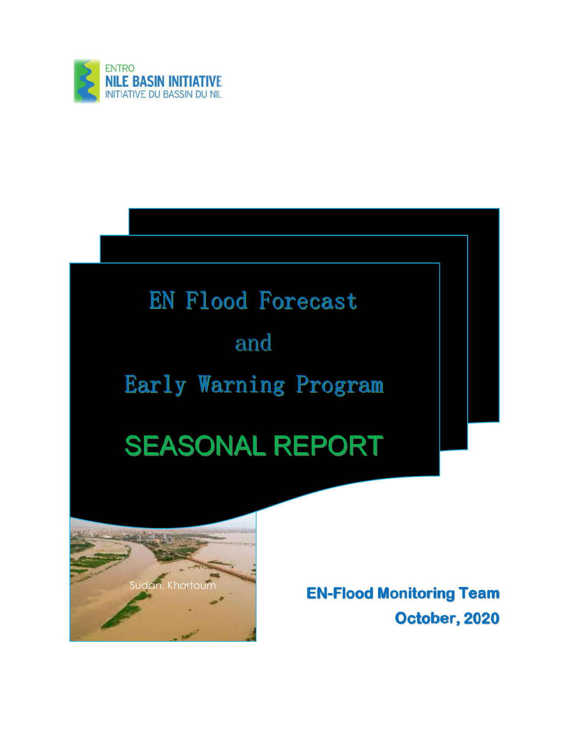ENTRO

NILE BASIN INITIATIVE

INITIATIVE DU BASSIN DU NIL

# EN Flood Forecast and Early Warning Program

# SEASONAL REPORT

Sudan, Khartoum

**EN-Flood Monitoring Team**

**October, 2020**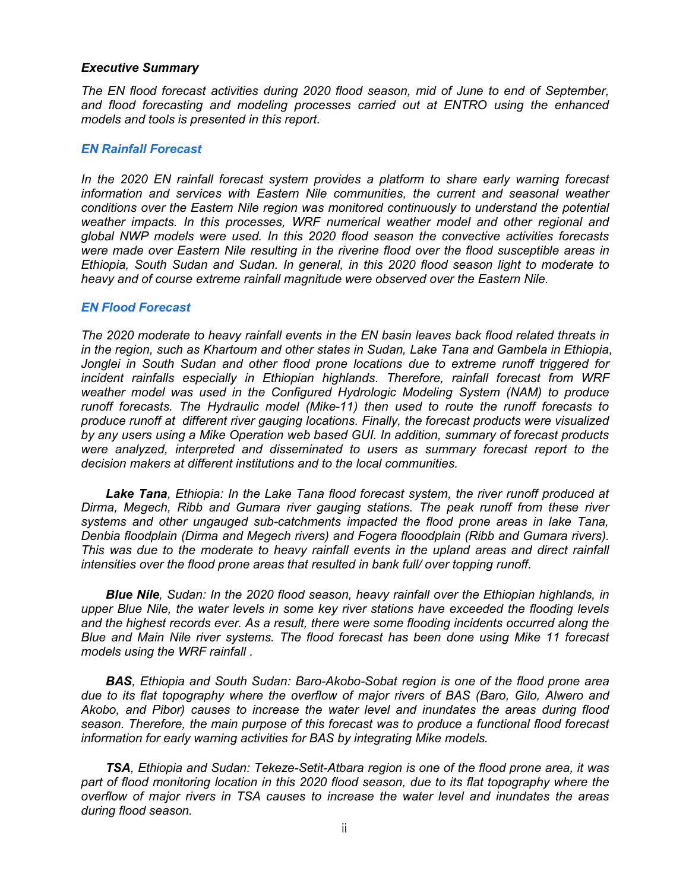### *Executive Summary*

*The EN flood forecast activities during 2020 flood season, mid of June to end of September, and flood forecasting and modeling processes carried out at ENTRO using the enhanced models and tools is presented in this report.*

#### *EN Rainfall Forecast*

*In the 2020 EN rainfall forecast system provides a platform to share early warning forecast information and services with Eastern Nile communities, the current and seasonal weather conditions over the Eastern Nile region was monitored continuously to understand the potential weather impacts. In this processes, WRF numerical weather model and other regional and global NWP models were used. In this 2020 flood season the convective activities forecasts were made over Eastern Nile resulting in the riverine flood over the flood susceptible areas in Ethiopia, South Sudan and Sudan. In general, in this 2020 flood season light to moderate to heavy and of course extreme rainfall magnitude were observed over the Eastern Nile.*

#### *EN Flood Forecast*

*The 2020 moderate to heavy rainfall events in the EN basin leaves back flood related threats in in the region, such as Khartoum and other states in Sudan, Lake Tana and Gambela in Ethiopia, Jonglei in South Sudan and other flood prone locations due to extreme runoff triggered for incident rainfalls especially in Ethiopian highlands. Therefore, rainfall forecast from WRF weather model was used in the Configured Hydrologic Modeling System (NAM) to produce runoff forecasts. The Hydraulic model (Mike-11) then used to route the runoff forecasts to produce runoff at different river gauging locations. Finally, the forecast products were visualized by any users using a Mike Operation web based GUI. In addition, summary of forecast products were analyzed, interpreted and disseminated to users as summary forecast report to the decision makers at different institutions and to the local communities.*

***Lake Tana**, Ethiopia: In the Lake Tana flood forecast system, the river runoff produced at Dirma, Megech, Ribb and Gumara river gauging stations. The peak runoff from these river systems and other ungauged sub-catchments impacted the flood prone areas in lake Tana, Denbia floodplain (Dirma and Megech rivers) and Fogera flooodplain (Ribb and Gumara rivers). This was due to the moderate to heavy rainfall events in the upland areas and direct rainfall intensities over the flood prone areas that resulted in bank full/ over topping runoff.*

***Blue Nile**, Sudan: In the 2020 flood season, heavy rainfall over the Ethiopian highlands, in upper Blue Nile, the water levels in some key river stations have exceeded the flooding levels and the highest records ever. As a result, there were some flooding incidents occurred along the Blue and Main Nile river systems. The flood forecast has been done using Mike 11 forecast models using the WRF rainfall .*

***BAS**, Ethiopia and South Sudan: Baro-Akobo-Sobat region is one of the flood prone area due to its flat topography where the overflow of major rivers of BAS (Baro, Gilo, Alwero and Akobo, and Pibor) causes to increase the water level and inundates the areas during flood season. Therefore, the main purpose of this forecast was to produce a functional flood forecast information for early warning activities for BAS by integrating Mike models.*

***TSA**, Ethiopia and Sudan: Tekeze-Setit-Atbara region is one of the flood prone area, it was part of flood monitoring location in this 2020 flood season, due to its flat topography where the overflow of major rivers in TSA causes to increase the water level and inundates the areas during flood season.*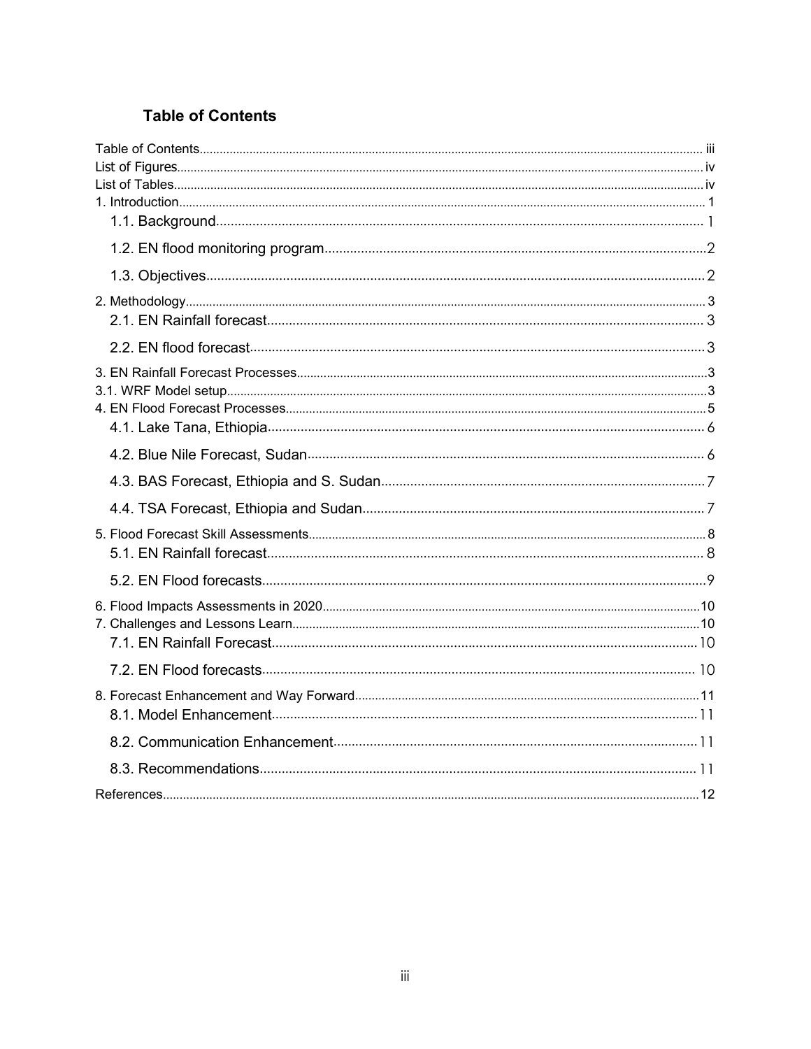# Table of Contents

Table of Contents ..... iii
List of Figures ..... iv
List of Tables ..... iv
1. Introduction ..... 1
   - 1.1. Background ..... 1
   - 1.2. EN flood monitoring program ..... 2
   - 1.3. Objectives ..... 2

2. Methodology ..... 3
   - 2.1. EN Rainfall forecast ..... 3
   - 2.2. EN flood forecast ..... 3

3. EN Rainfall Forecast Processes ..... 3
3.1. WRF Model setup ..... 3
4. EN Flood Forecast Processes ..... 5
   - 4.1. Lake Tana, Ethiopia ..... 6
   - 4.2. Blue Nile Forecast, Sudan ..... 6
   - 4.3. BAS Forecast, Ethiopia and S. Sudan ..... 7
   - 4.4. TSA Forecast, Ethiopia and Sudan ..... 7

5. Flood Forecast Skill Assessments ..... 8
   - 5.1. EN Rainfall forecast ..... 8
   - 5.2. EN Flood forecasts ..... 9

6. Flood Impacts Assessments in 2020 ..... 10
7. Challenges and Lessons Learn ..... 10
   - 7.1. EN Rainfall Forecast ..... 10
   - 7.2. EN Flood forecasts ..... 10

8. Forecast Enhancement and Way Forward ..... 11
   - 8.1. Model Enhancement ..... 11
   - 8.2. Communication Enhancement ..... 11
   - 8.3. Recommendations ..... 11

References ..... 12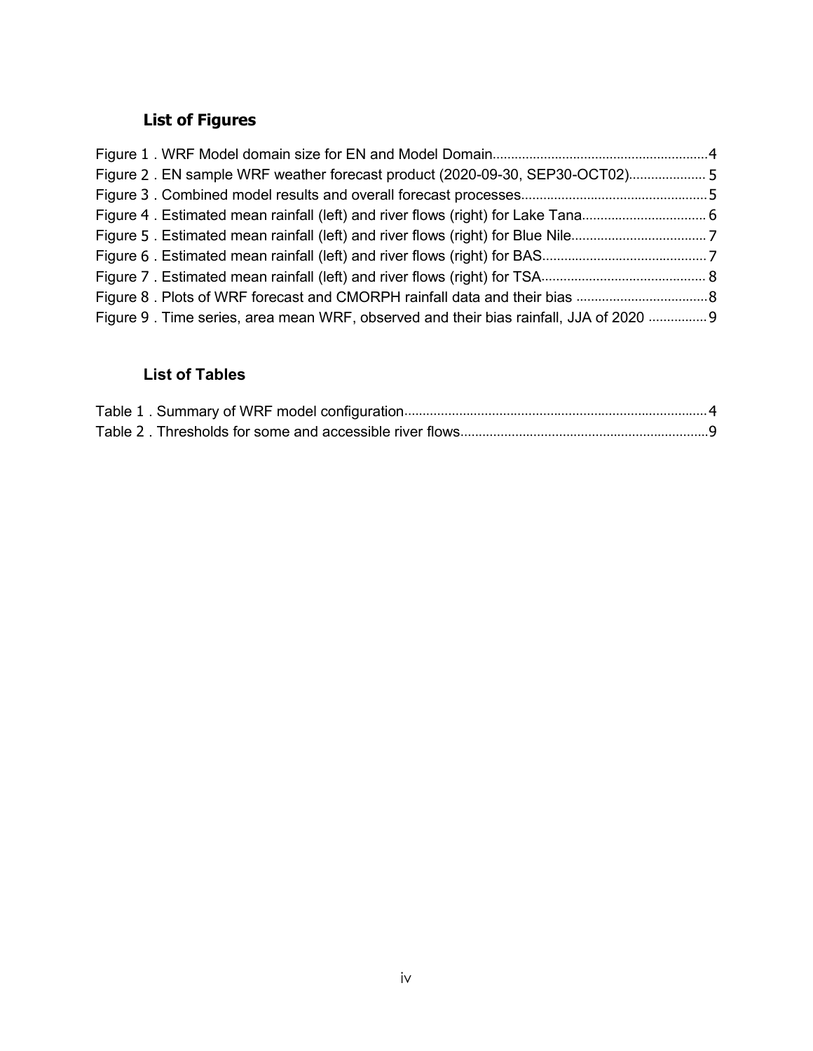## List of Figures

Figure 1 . WRF Model domain size for EN and Model Domain.....4
Figure 2 . EN sample WRF weather forecast product (2020-09-30, SEP30-OCT02)..... 5
Figure 3 . Combined model results and overall forecast processes.....5
Figure 4 . Estimated mean rainfall (left) and river flows (right) for Lake Tana..... 6
Figure 5 . Estimated mean rainfall (left) and river flows (right) for Blue Nile..... 7
Figure 6 . Estimated mean rainfall (left) and river flows (right) for BAS..... 7
Figure 7 . Estimated mean rainfall (left) and river flows (right) for TSA..... 8
Figure 8 . Plots of WRF forecast and CMORPH rainfall data and their bias .....8
Figure 9 . Time series, area mean WRF, observed and their bias rainfall, JJA of 2020 .....9

## List of Tables

Table 1 . Summary of WRF model configuration.....4
Table 2 . Thresholds for some and accessible river flows.....9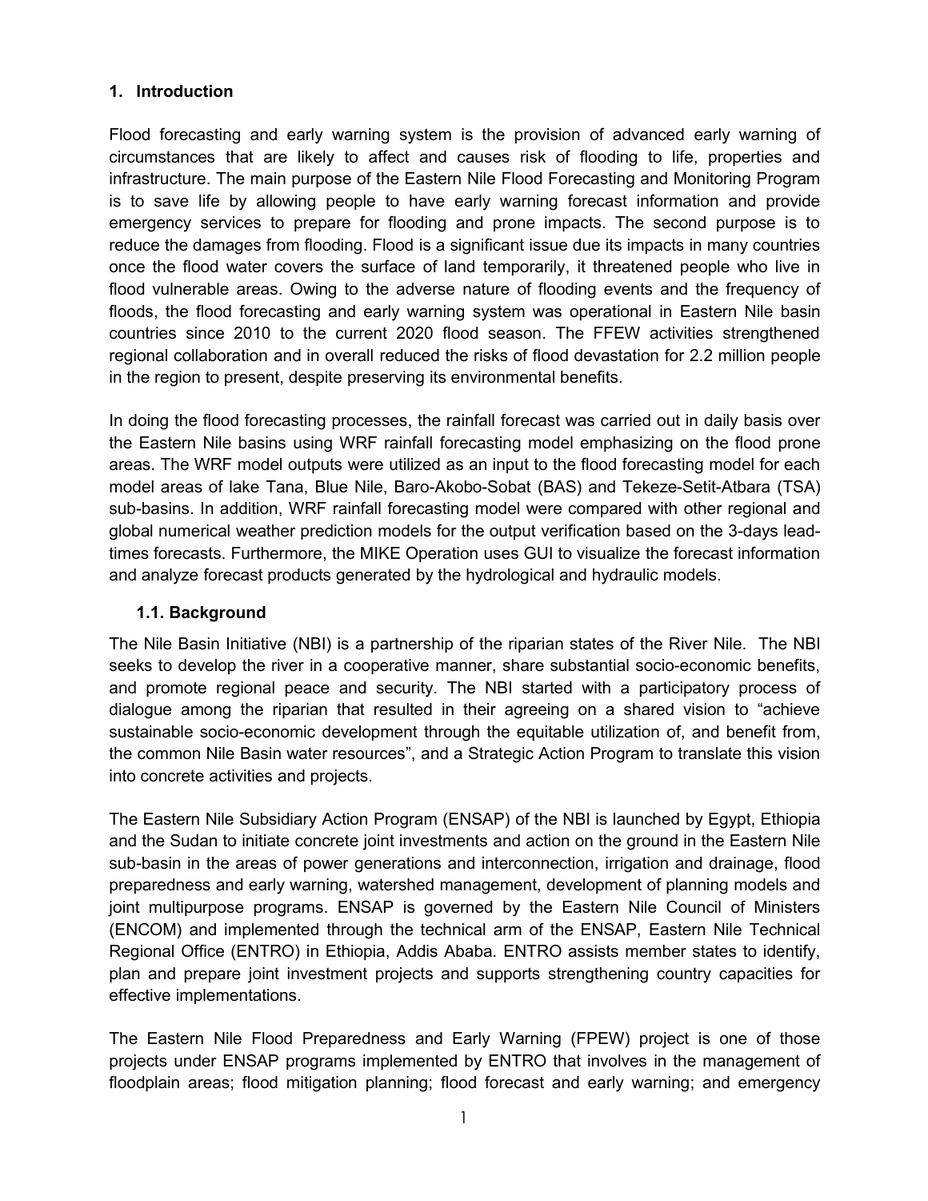## 1. Introduction

Flood forecasting and early warning system is the provision of advanced early warning of circumstances that are likely to affect and causes risk of flooding to life, properties and infrastructure. The main purpose of the Eastern Nile Flood Forecasting and Monitoring Program is to save life by allowing people to have early warning forecast information and provide emergency services to prepare for flooding and prone impacts. The second purpose is to reduce the damages from flooding. Flood is a significant issue due its impacts in many countries once the flood water covers the surface of land temporarily, it threatened people who live in flood vulnerable areas. Owing to the adverse nature of flooding events and the frequency of floods, the flood forecasting and early warning system was operational in Eastern Nile basin countries since 2010 to the current 2020 flood season. The FFEW activities strengthened regional collaboration and in overall reduced the risks of flood devastation for 2.2 million people in the region to present, despite preserving its environmental benefits.

In doing the flood forecasting processes, the rainfall forecast was carried out in daily basis over the Eastern Nile basins using WRF rainfall forecasting model emphasizing on the flood prone areas. The WRF model outputs were utilized as an input to the flood forecasting model for each model areas of lake Tana, Blue Nile, Baro-Akobo-Sobat (BAS) and Tekeze-Setit-Atbara (TSA) sub-basins. In addition, WRF rainfall forecasting model were compared with other regional and global numerical weather prediction models for the output verification based on the 3-days lead-times forecasts. Furthermore, the MIKE Operation uses GUI to visualize the forecast information and analyze forecast products generated by the hydrological and hydraulic models.

### 1.1. Background

The Nile Basin Initiative (NBI) is a partnership of the riparian states of the River Nile. The NBI seeks to develop the river in a cooperative manner, share substantial socio-economic benefits, and promote regional peace and security. The NBI started with a participatory process of dialogue among the riparian that resulted in their agreeing on a shared vision to "achieve sustainable socio-economic development through the equitable utilization of, and benefit from, the common Nile Basin water resources", and a Strategic Action Program to translate this vision into concrete activities and projects.

The Eastern Nile Subsidiary Action Program (ENSAP) of the NBI is launched by Egypt, Ethiopia and the Sudan to initiate concrete joint investments and action on the ground in the Eastern Nile sub-basin in the areas of power generations and interconnection, irrigation and drainage, flood preparedness and early warning, watershed management, development of planning models and joint multipurpose programs. ENSAP is governed by the Eastern Nile Council of Ministers (ENCOM) and implemented through the technical arm of the ENSAP, Eastern Nile Technical Regional Office (ENTRO) in Ethiopia, Addis Ababa. ENTRO assists member states to identify, plan and prepare joint investment projects and supports strengthening country capacities for effective implementations.

The Eastern Nile Flood Preparedness and Early Warning (FPEW) project is one of those projects under ENSAP programs implemented by ENTRO that involves in the management of floodplain areas; flood mitigation planning; flood forecast and early warning; and emergency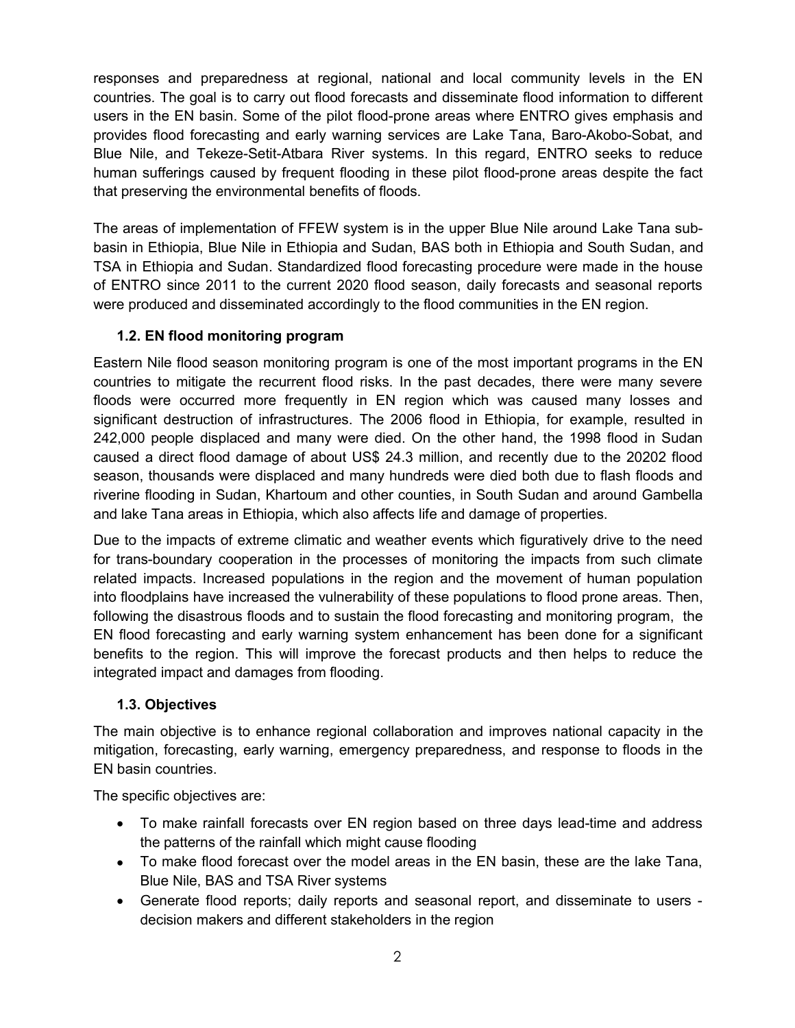responses and preparedness at regional, national and local community levels in the EN countries. The goal is to carry out flood forecasts and disseminate flood information to different users in the EN basin. Some of the pilot flood-prone areas where ENTRO gives emphasis and provides flood forecasting and early warning services are Lake Tana, Baro-Akobo-Sobat, and Blue Nile, and Tekeze-Setit-Atbara River systems. In this regard, ENTRO seeks to reduce human sufferings caused by frequent flooding in these pilot flood-prone areas despite the fact that preserving the environmental benefits of floods.

The areas of implementation of FFEW system is in the upper Blue Nile around Lake Tana sub-basin in Ethiopia, Blue Nile in Ethiopia and Sudan, BAS both in Ethiopia and South Sudan, and TSA in Ethiopia and Sudan. Standardized flood forecasting procedure were made in the house of ENTRO since 2011 to the current 2020 flood season, daily forecasts and seasonal reports were produced and disseminated accordingly to the flood communities in the EN region.

### 1.2. EN flood monitoring program

Eastern Nile flood season monitoring program is one of the most important programs in the EN countries to mitigate the recurrent flood risks. In the past decades, there were many severe floods were occurred more frequently in EN region which was caused many losses and significant destruction of infrastructures. The 2006 flood in Ethiopia, for example, resulted in 242,000 people displaced and many were died. On the other hand, the 1998 flood in Sudan caused a direct flood damage of about US$ 24.3 million, and recently due to the 20202 flood season, thousands were displaced and many hundreds were died both due to flash floods and riverine flooding in Sudan, Khartoum and other counties, in South Sudan and around Gambella and lake Tana areas in Ethiopia, which also affects life and damage of properties.

Due to the impacts of extreme climatic and weather events which figuratively drive to the need for trans-boundary cooperation in the processes of monitoring the impacts from such climate related impacts. Increased populations in the region and the movement of human population into floodplains have increased the vulnerability of these populations to flood prone areas. Then, following the disastrous floods and to sustain the flood forecasting and monitoring program, the EN flood forecasting and early warning system enhancement has been done for a significant benefits to the region. This will improve the forecast products and then helps to reduce the integrated impact and damages from flooding.

### 1.3. Objectives

The main objective is to enhance regional collaboration and improves national capacity in the mitigation, forecasting, early warning, emergency preparedness, and response to floods in the EN basin countries.

The specific objectives are:

- To make rainfall forecasts over EN region based on three days lead-time and address the patterns of the rainfall which might cause flooding
- To make flood forecast over the model areas in the EN basin, these are the lake Tana, Blue Nile, BAS and TSA River systems
- Generate flood reports; daily reports and seasonal report, and disseminate to users - decision makers and different stakeholders in the region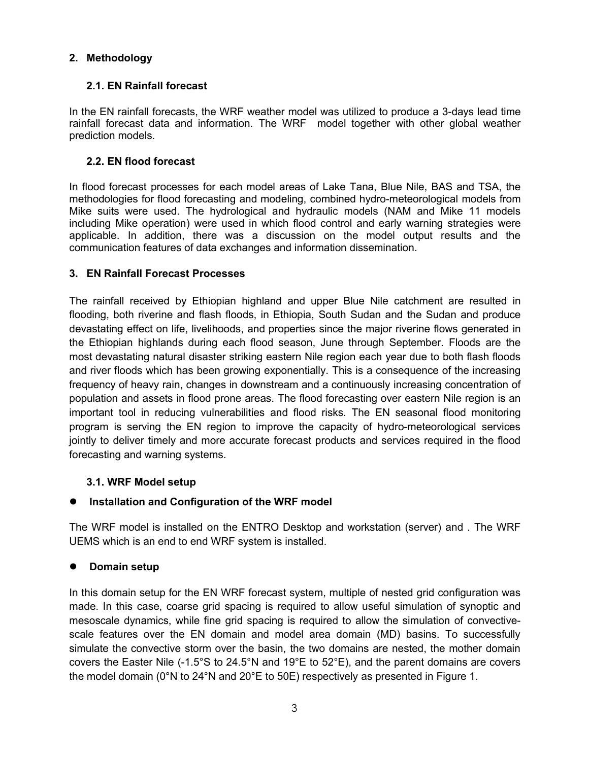## 2. Methodology

### 2.1. EN Rainfall forecast

In the EN rainfall forecasts, the WRF weather model was utilized to produce a 3-days lead time rainfall forecast data and information. The WRF model together with other global weather prediction models.

### 2.2. EN flood forecast

In flood forecast processes for each model areas of Lake Tana, Blue Nile, BAS and TSA, the methodologies for flood forecasting and modeling, combined hydro-meteorological models from Mike suits were used. The hydrological and hydraulic models (NAM and Mike 11 models including Mike operation) were used in which flood control and early warning strategies were applicable. In addition, there was a discussion on the model output results and the communication features of data exchanges and information dissemination.

## 3. EN Rainfall Forecast Processes

The rainfall received by Ethiopian highland and upper Blue Nile catchment are resulted in flooding, both riverine and flash floods, in Ethiopia, South Sudan and the Sudan and produce devastating effect on life, livelihoods, and properties since the major riverine flows generated in the Ethiopian highlands during each flood season, June through September. Floods are the most devastating natural disaster striking eastern Nile region each year due to both flash floods and river floods which has been growing exponentially. This is a consequence of the increasing frequency of heavy rain, changes in downstream and a continuously increasing concentration of population and assets in flood prone areas. The flood forecasting over eastern Nile region is an important tool in reducing vulnerabilities and flood risks. The EN seasonal flood monitoring program is serving the EN region to improve the capacity of hydro-meteorological services jointly to deliver timely and more accurate forecast products and services required in the flood forecasting and warning systems.

### 3.1. WRF Model setup

- **Installation and Configuration of the WRF model**

The WRF model is installed on the ENTRO Desktop and workstation (server) and . The WRF UEMS which is an end to end WRF system is installed.

- **Domain setup**

In this domain setup for the EN WRF forecast system, multiple of nested grid configuration was made. In this case, coarse grid spacing is required to allow useful simulation of synoptic and mesoscale dynamics, while fine grid spacing is required to allow the simulation of convective-scale features over the EN domain and model area domain (MD) basins. To successfully simulate the convective storm over the basin, the two domains are nested, the mother domain covers the Easter Nile (-1.5°S to 24.5°N and 19°E to 52°E), and the parent domains are covers the model domain (0°N to 24°N and 20°E to 50E) respectively as presented in Figure 1.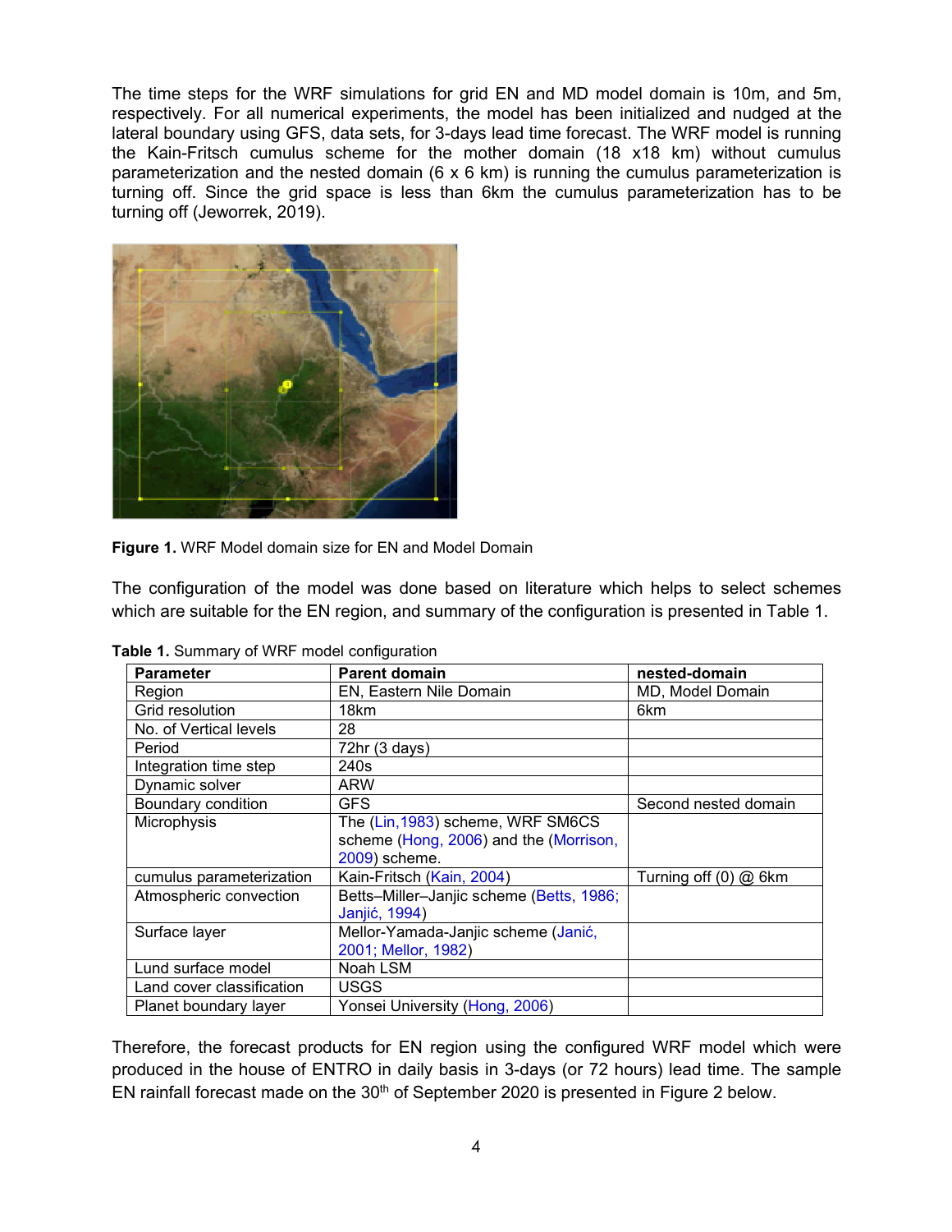The time steps for the WRF simulations for grid EN and MD model domain is 10m, and 5m, respectively. For all numerical experiments, the model has been initialized and nudged at the lateral boundary using GFS, data sets, for 3-days lead time forecast. The WRF model is running the Kain-Fritsch cumulus scheme for the mother domain (18 x18 km) without cumulus parameterization and the nested domain (6 x 6 km) is running the cumulus parameterization is turning off. Since the grid space is less than 6km the cumulus parameterization has to be turning off (Jeworrek, 2019).

**Figure 1.** WRF Model domain size for EN and Model Domain

The configuration of the model was done based on literature which helps to select schemes which are suitable for the EN region, and summary of the configuration is presented in Table 1.

**Table 1.** Summary of WRF model configuration

| Parameter | Parent domain | nested-domain |
|---|---|---|
| Region | EN, Eastern Nile Domain | MD, Model Domain |
| Grid resolution | 18km | 6km |
| No. of Vertical levels | 28 | |
| Period | 72hr (3 days) | |
| Integration time step | 240s | |
| Dynamic solver | ARW | |
| Boundary condition | GFS | Second nested domain |
| Microphysis | The (Lin,1983) scheme, WRF SM6CS scheme (Hong, 2006) and the (Morrison, 2009) scheme. | |
| cumulus parameterization | Kain-Fritsch (Kain, 2004) | Turning off (0) @ 6km |
| Atmospheric convection | Betts–Miller–Janjic scheme (Betts, 1986; Janjić, 1994) | |
| Surface layer | Mellor-Yamada-Janjic scheme (Janić, 2001; Mellor, 1982) | |
| Lund surface model | Noah LSM | |
| Land cover classification | USGS | |
| Planet boundary layer | Yonsei University (Hong, 2006) | |

Therefore, the forecast products for EN region using the configured WRF model which were produced in the house of ENTRO in daily basis in 3-days (or 72 hours) lead time. The sample EN rainfall forecast made on the 30th of September 2020 is presented in Figure 2 below.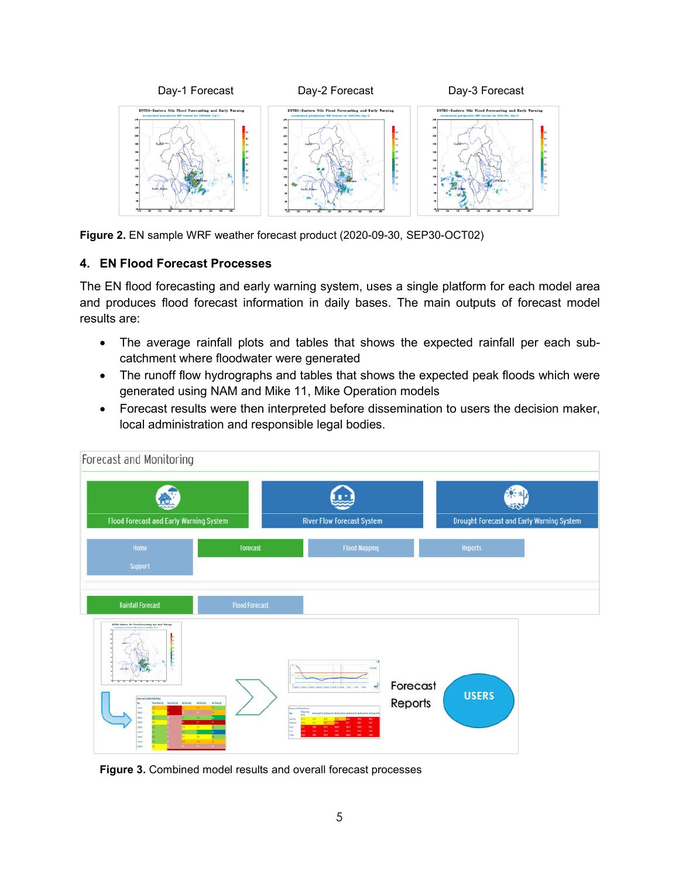Day-1 Forecast

Day-2 Forecast

Day-3 Forecast

**Figure 2.** EN sample WRF weather forecast product (2020-09-30, SEP30-OCT02)

### 4. EN Flood Forecast Processes

The EN flood forecasting and early warning system, uses a single platform for each model area and produces flood forecast information in daily bases. The main outputs of forecast model results are:

- The average rainfall plots and tables that shows the expected rainfall per each sub-catchment where floodwater were generated
- The runoff flow hydrographs and tables that shows the expected peak floods which were generated using NAM and Mike 11, Mike Operation models
- Forecast results were then interpreted before dissemination to users the decision maker, local administration and responsible legal bodies.

Forecast and Monitoring

Flood Forecast and Early Warning System

River Flow Forecast System

Drought Forecast and Early Warning System

Home

Support

Forecast

Flood Mapping

Reports

Rainfall Forecast

Flood Forecast

Forecast Reports

USERS

**Figure 3.** Combined model results and overall forecast processes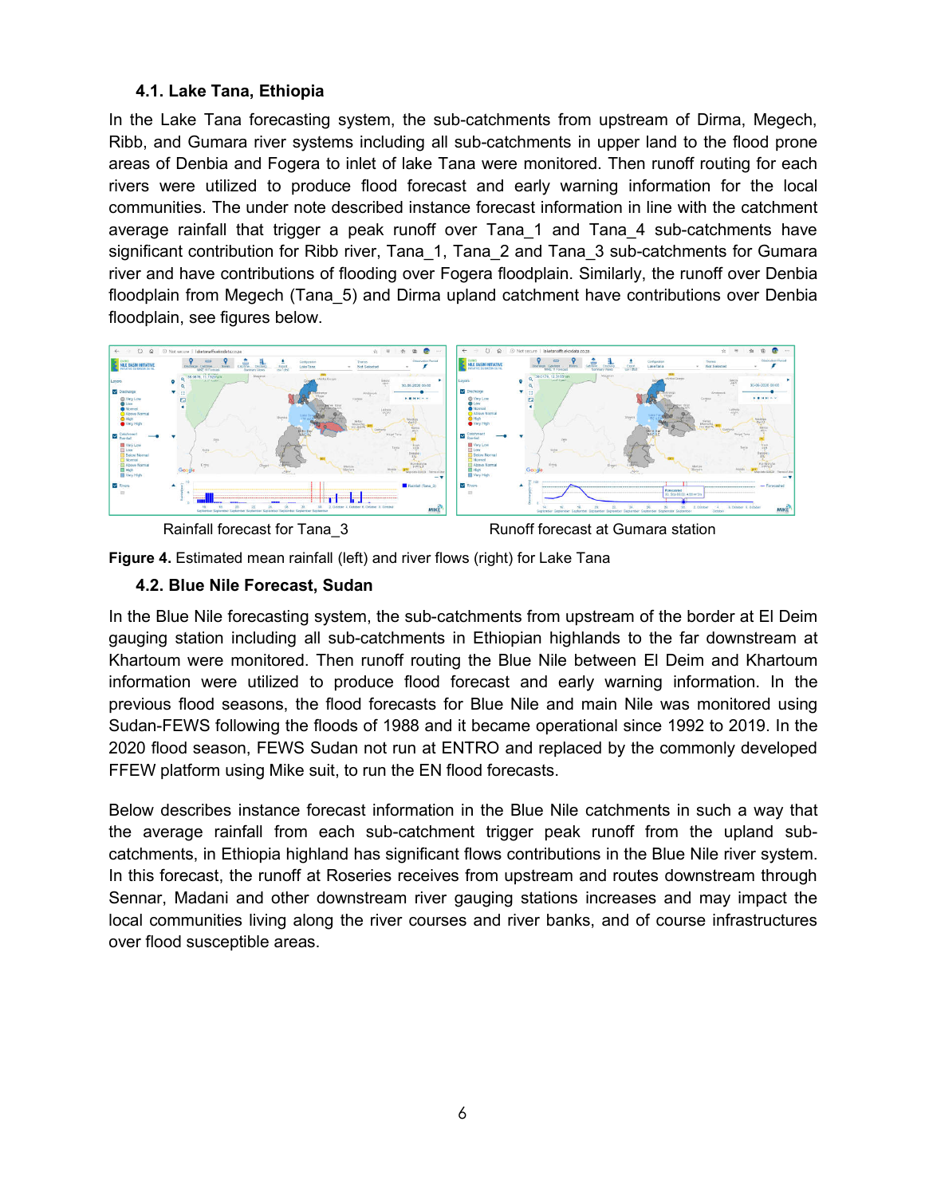### 4.1. Lake Tana, Ethiopia

In the Lake Tana forecasting system, the sub-catchments from upstream of Dirma, Megech, Ribb, and Gumara river systems including all sub-catchments in upper land to the flood prone areas of Denbia and Fogera to inlet of lake Tana were monitored. Then runoff routing for each rivers were utilized to produce flood forecast and early warning information for the local communities. The under note described instance forecast information in line with the catchment average rainfall that trigger a peak runoff over Tana_1 and Tana_4 sub-catchments have significant contribution for Ribb river, Tana_1, Tana_2 and Tana_3 sub-catchments for Gumara river and have contributions of flooding over Fogera floodplain. Similarly, the runoff over Denbia floodplain from Megech (Tana_5) and Dirma upland catchment have contributions over Denbia floodplain, see figures below.

Rainfall forecast for Tana_3

Runoff forecast at Gumara station

**Figure 4.** Estimated mean rainfall (left) and river flows (right) for Lake Tana

### 4.2. Blue Nile Forecast, Sudan

In the Blue Nile forecasting system, the sub-catchments from upstream of the border at El Deim gauging station including all sub-catchments in Ethiopian highlands to the far downstream at Khartoum were monitored. Then runoff routing the Blue Nile between El Deim and Khartoum information were utilized to produce flood forecast and early warning information. In the previous flood seasons, the flood forecasts for Blue Nile and main Nile was monitored using Sudan-FEWS following the floods of 1988 and it became operational since 1992 to 2019. In the 2020 flood season, FEWS Sudan not run at ENTRO and replaced by the commonly developed FFEW platform using Mike suit, to run the EN flood forecasts.

Below describes instance forecast information in the Blue Nile catchments in such a way that the average rainfall from each sub-catchment trigger peak runoff from the upland sub-catchments, in Ethiopia highland has significant flows contributions in the Blue Nile river system. In this forecast, the runoff at Roseries receives from upstream and routes downstream through Sennar, Madani and other downstream river gauging stations increases and may impact the local communities living along the river courses and river banks, and of course infrastructures over flood susceptible areas.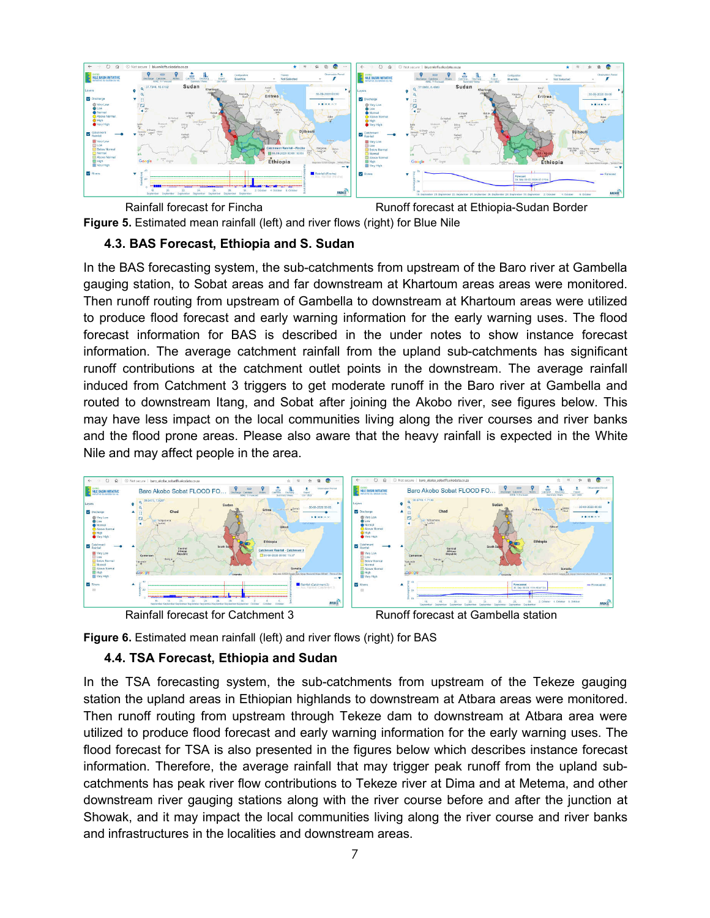Rainfall forecast for Fincha

Runoff forecast at Ethiopia-Sudan Border

**Figure 5.** Estimated mean rainfall (left) and river flows (right) for Blue Nile

### 4.3. BAS Forecast, Ethiopia and S. Sudan

In the BAS forecasting system, the sub-catchments from upstream of the Baro river at Gambella gauging station, to Sobat areas and far downstream at Khartoum areas areas were monitored. Then runoff routing from upstream of Gambella to downstream at Khartoum areas were utilized to produce flood forecast and early warning information for the early warning uses. The flood forecast information for BAS is described in the under notes to show instance forecast information. The average catchment rainfall from the upland sub-catchments has significant runoff contributions at the catchment outlet points in the downstream. The average rainfall induced from Catchment 3 triggers to get moderate runoff in the Baro river at Gambella and routed to downstream Itang, and Sobat after joining the Akobo river, see figures below. This may have less impact on the local communities living along the river courses and river banks and the flood prone areas. Please also aware that the heavy rainfall is expected in the White Nile and may affect people in the area.

Rainfall forecast for Catchment 3

Runoff forecast at Gambella station

**Figure 6.** Estimated mean rainfall (left) and river flows (right) for BAS

### 4.4. TSA Forecast, Ethiopia and Sudan

In the TSA forecasting system, the sub-catchments from upstream of the Tekeze gauging station the upland areas in Ethiopian highlands to downstream at Atbara areas were monitored. Then runoff routing from upstream through Tekeze dam to downstream at Atbara area were utilized to produce flood forecast and early warning information for the early warning uses. The flood forecast for TSA is also presented in the figures below which describes instance forecast information. Therefore, the average rainfall that may trigger peak runoff from the upland sub-catchments has peak river flow contributions to Tekeze river at Dima and at Metema, and other downstream river gauging stations along with the river course before and after the junction at Showak, and it may impact the local communities living along the river course and river banks and infrastructures in the localities and downstream areas.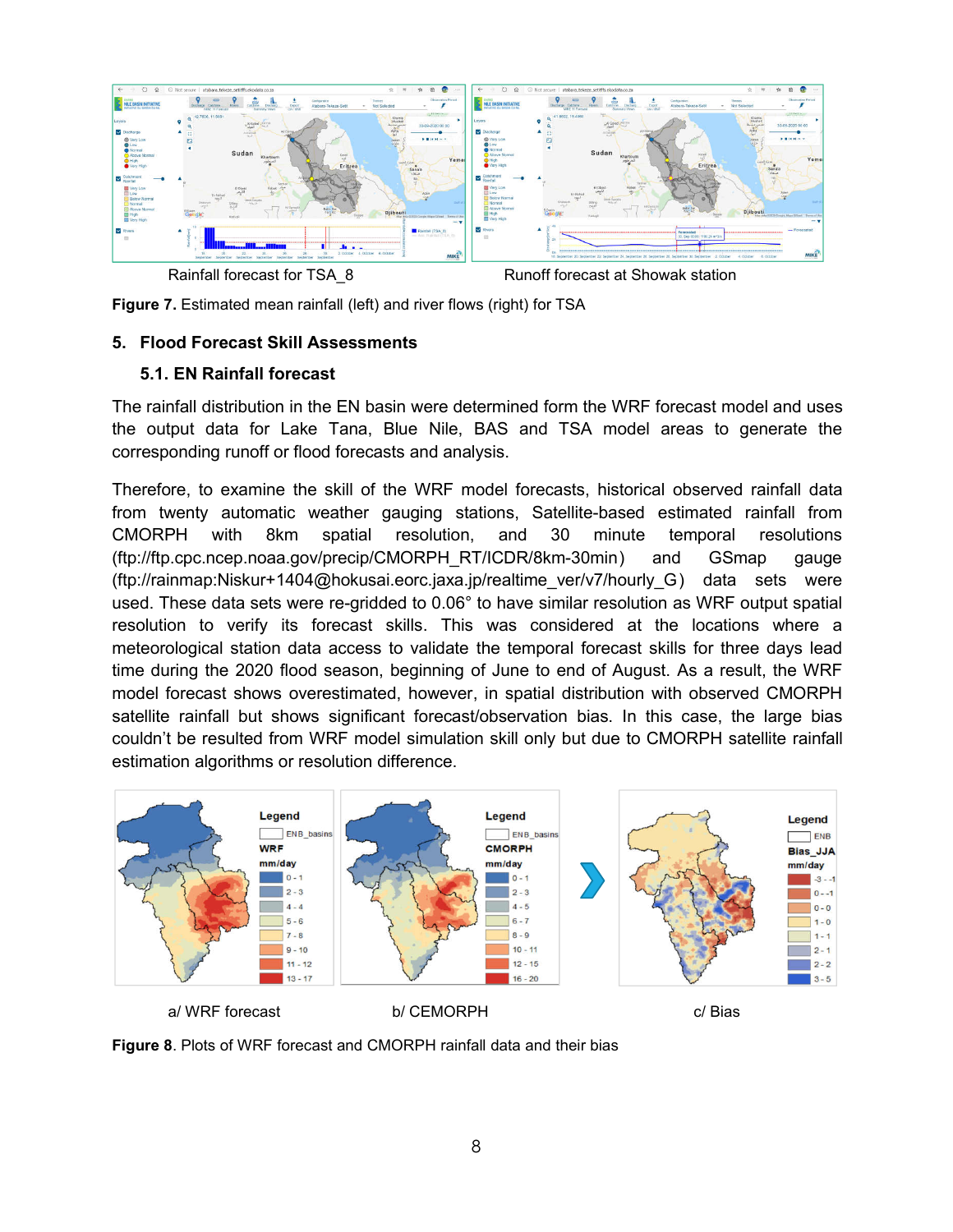Rainfall forecast for TSA_8

Runoff forecast at Showak station

**Figure 7.** Estimated mean rainfall (left) and river flows (right) for TSA

## 5. Flood Forecast Skill Assessments

### 5.1. EN Rainfall forecast

The rainfall distribution in the EN basin were determined form the WRF forecast model and uses the output data for Lake Tana, Blue Nile, BAS and TSA model areas to generate the corresponding runoff or flood forecasts and analysis.

Therefore, to examine the skill of the WRF model forecasts, historical observed rainfall data from twenty automatic weather gauging stations, Satellite-based estimated rainfall from CMORPH with 8km spatial resolution, and 30 minute temporal resolutions (ftp://ftp.cpc.ncep.noaa.gov/precip/CMORPH_RT/ICDR/8km-30min) and GSmap gauge (ftp://rainmap:Niskur+1404@hokusai.eorc.jaxa.jp/realtime_ver/v7/hourly_G) data sets were used. These data sets were re-gridded to 0.06° to have similar resolution as WRF output spatial resolution to verify its forecast skills. This was considered at the locations where a meteorological station data access to validate the temporal forecast skills for three days lead time during the 2020 flood season, beginning of June to end of August. As a result, the WRF model forecast shows overestimated, however, in spatial distribution with observed CMORPH satellite rainfall but shows significant forecast/observation bias. In this case, the large bias couldn't be resulted from WRF model simulation skill only but due to CMORPH satellite rainfall estimation algorithms or resolution difference.

Legend
ENB_basins
WRF
mm/day
0 - 1
2 - 3
4 - 4
5 - 6
7 - 8
9 - 10
11 - 12
13 - 17

Legend
ENB_basins
CMORPH
mm/day
0 - 1
2 - 3
4 - 5
6 - 7
8 - 9
10 - 11
12 - 15
16 - 20

Legend
ENB
Bias_JJA
mm/day
-3 - -1
0 - -1
0 - 0
1 - 0
1 - 1
2 - 1
2 - 2
3 - 5

a/ WRF forecast

b/ CEMORPH

c/ Bias

**Figure 8**. Plots of WRF forecast and CMORPH rainfall data and their bias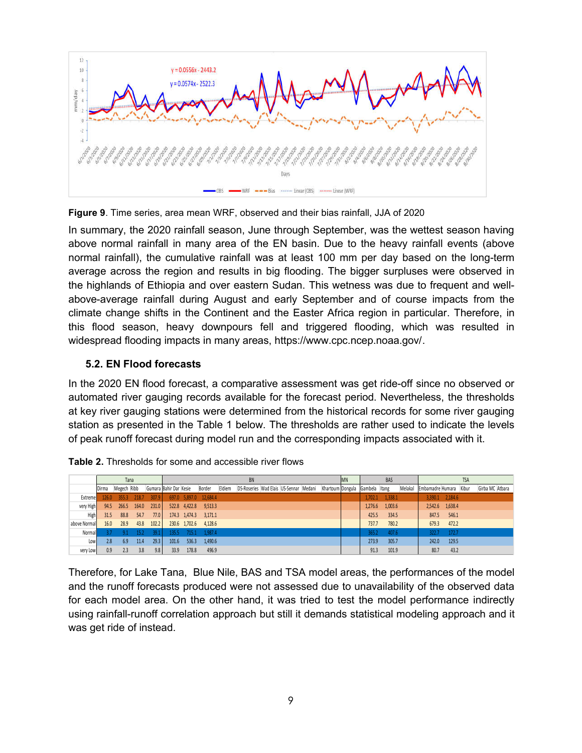y = 0.0556x - 2443.2

y = 0.0574x - 2522.3

mm/day

Days

OBS WRF Bias Linear (OBS) Linear (WRF)

**Figure 9**. Time series, area mean WRF, observed and their bias rainfall, JJA of 2020

In summary, the 2020 rainfall season, June through September, was the wettest season having above normal rainfall in many area of the EN basin. Due to the heavy rainfall events (above normal rainfall), the cumulative rainfall was at least 100 mm per day based on the long-term average across the region and results in big flooding. The bigger surpluses were observed in the highlands of Ethiopia and over eastern Sudan. This wetness was due to frequent and well-above-average rainfall during August and early September and of course impacts from the climate change shifts in the Continent and the Easter Africa region in particular. Therefore, in this flood season, heavy downpours fell and triggered flooding, which was resulted in widespread flooding impacts in many areas, https://www.cpc.ncep.noaa.gov/.

### 5.2. EN Flood forecasts

In the 2020 EN flood forecast, a comparative assessment was get ride-off since no observed or automated river gauging records available for the forecast period. Nevertheless, the thresholds at key river gauging stations were determined from the historical records for some river gauging station as presented in the Table 1 below. The thresholds are rather used to indicate the levels of peak runoff forecast during model run and the corresponding impacts associated with it.

**Table 2.** Thresholds for some and accessible river flows

| | Tana | | | | BN | | | | | | | | | MN | BAS | | | TSA | | | | |
|---|---|---|---|---|---|---|---|---|---|---|---|---|---|---|---|---|---|---|---|---|---|---|
| | Dirma | Megech | Ribb | Gumara | Bahir Dar | Kesie | Border | Eldiem | DS-Roseries | Wad Elais | US-Sennar | Medani | Khartoum | Dongula | Gambela | Itang | Melakal | Embamadre | Humara | Kibur | Girba MC | Atbara |
| Extreme | 126.0 | 355.3 | 218.7 | 307.9 | 697.0 | 5,897.0 | 12,684.4 | | | | | | | | 1,702.1 | 1,338.1 | | 3,390.1 | 2,184.6 | | | |
| very High | 94.5 | 266.5 | 164.0 | 231.0 | 522.8 | 4,422.8 | 9,513.3 | | | | | | | | 1,276.6 | 1,003.6 | | 2,542.6 | 1,638.4 | | | |
| High | 31.5 | 88.8 | 54.7 | 77.0 | 174.3 | 1,474.3 | 3,171.1 | | | | | | | | 425.5 | 334.5 | | 847.5 | 546.1 | | | |
| above Normal | 16.0 | 28.9 | 43.8 | 102.2 | 230.6 | 1,702.6 | 4,128.6 | | | | | | | | 737.7 | 780.2 | | 679.3 | 472.2 | | | |
| Normal | 3.7 | 9.1 | 15.2 | 39.1 | 135.5 | 715.1 | 1,987.4 | | | | | | | | 365.2 | 407.6 | | 322.7 | 172.7 | | | |
| Low | 2.8 | 6.9 | 11.4 | 29.3 | 101.6 | 536.3 | 1,490.6 | | | | | | | | 273.9 | 305.7 | | 242.0 | 129.5 | | | |
| very Low | 0.9 | 2.3 | 3.8 | 9.8 | 33.9 | 178.8 | 496.9 | | | | | | | | 91.3 | 101.9 | | 80.7 | 43.2 | | | |

Therefore, for Lake Tana, Blue Nile, BAS and TSA model areas, the performances of the model and the runoff forecasts produced were not assessed due to unavailability of the observed data for each model area. On the other hand, it was tried to test the model performance indirectly using rainfall-runoff correlation approach but still it demands statistical modeling approach and it was get ride of instead.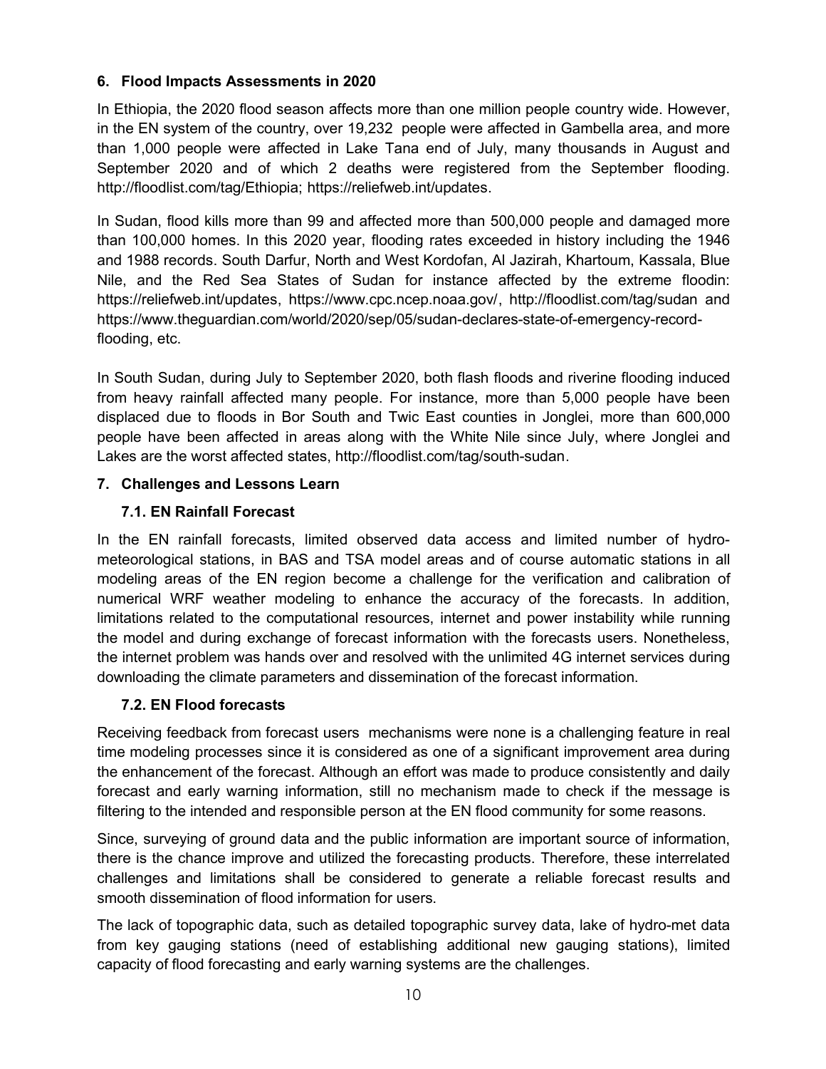## 6. Flood Impacts Assessments in 2020

In Ethiopia, the 2020 flood season affects more than one million people country wide. However, in the EN system of the country, over 19,232 people were affected in Gambella area, and more than 1,000 people were affected in Lake Tana end of July, many thousands in August and September 2020 and of which 2 deaths were registered from the September flooding. http://floodlist.com/tag/Ethiopia; https://reliefweb.int/updates.

In Sudan, flood kills more than 99 and affected more than 500,000 people and damaged more than 100,000 homes. In this 2020 year, flooding rates exceeded in history including the 1946 and 1988 records. South Darfur, North and West Kordofan, Al Jazirah, Khartoum, Kassala, Blue Nile, and the Red Sea States of Sudan for instance affected by the extreme floodin: https://reliefweb.int/updates, https://www.cpc.ncep.noaa.gov/, http://floodlist.com/tag/sudan and https://www.theguardian.com/world/2020/sep/05/sudan-declares-state-of-emergency-record-flooding, etc.

In South Sudan, during July to September 2020, both flash floods and riverine flooding induced from heavy rainfall affected many people. For instance, more than 5,000 people have been displaced due to floods in Bor South and Twic East counties in Jonglei, more than 600,000 people have been affected in areas along with the White Nile since July, where Jonglei and Lakes are the worst affected states, http://floodlist.com/tag/south-sudan.

## 7. Challenges and Lessons Learn

### 7.1. EN Rainfall Forecast

In the EN rainfall forecasts, limited observed data access and limited number of hydro-meteorological stations, in BAS and TSA model areas and of course automatic stations in all modeling areas of the EN region become a challenge for the verification and calibration of numerical WRF weather modeling to enhance the accuracy of the forecasts. In addition, limitations related to the computational resources, internet and power instability while running the model and during exchange of forecast information with the forecasts users. Nonetheless, the internet problem was hands over and resolved with the unlimited 4G internet services during downloading the climate parameters and dissemination of the forecast information.

### 7.2. EN Flood forecasts

Receiving feedback from forecast users mechanisms were none is a challenging feature in real time modeling processes since it is considered as one of a significant improvement area during the enhancement of the forecast. Although an effort was made to produce consistently and daily forecast and early warning information, still no mechanism made to check if the message is filtering to the intended and responsible person at the EN flood community for some reasons.

Since, surveying of ground data and the public information are important source of information, there is the chance improve and utilized the forecasting products. Therefore, these interrelated challenges and limitations shall be considered to generate a reliable forecast results and smooth dissemination of flood information for users.

The lack of topographic data, such as detailed topographic survey data, lake of hydro-met data from key gauging stations (need of establishing additional new gauging stations), limited capacity of flood forecasting and early warning systems are the challenges.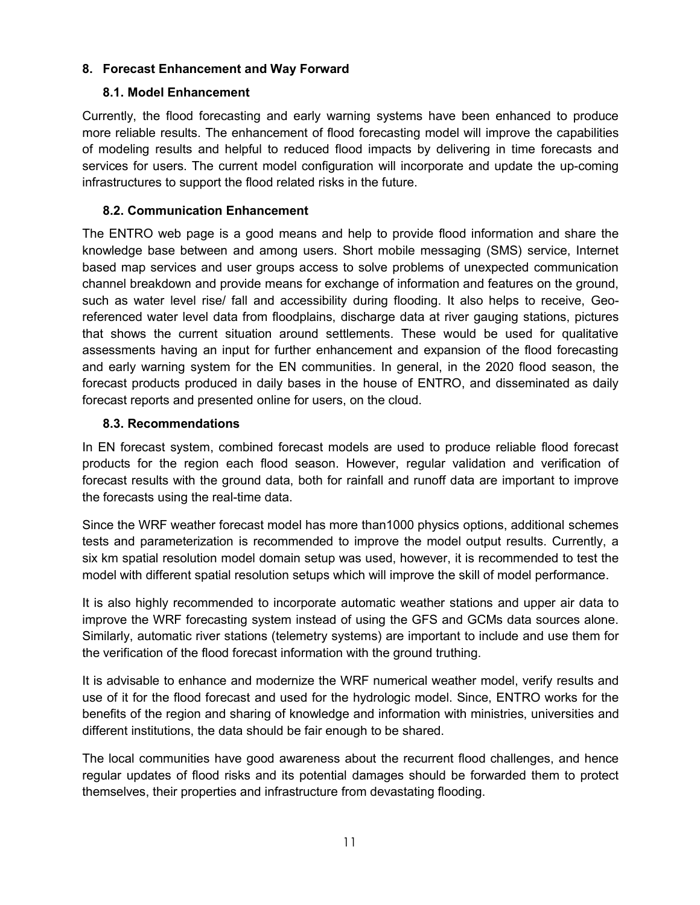## 8. Forecast Enhancement and Way Forward

### 8.1. Model Enhancement

Currently, the flood forecasting and early warning systems have been enhanced to produce more reliable results. The enhancement of flood forecasting model will improve the capabilities of modeling results and helpful to reduced flood impacts by delivering in time forecasts and services for users. The current model configuration will incorporate and update the up-coming infrastructures to support the flood related risks in the future.

### 8.2. Communication Enhancement

The ENTRO web page is a good means and help to provide flood information and share the knowledge base between and among users. Short mobile messaging (SMS) service, Internet based map services and user groups access to solve problems of unexpected communication channel breakdown and provide means for exchange of information and features on the ground, such as water level rise/ fall and accessibility during flooding. It also helps to receive, Geo-referenced water level data from floodplains, discharge data at river gauging stations, pictures that shows the current situation around settlements. These would be used for qualitative assessments having an input for further enhancement and expansion of the flood forecasting and early warning system for the EN communities. In general, in the 2020 flood season, the forecast products produced in daily bases in the house of ENTRO, and disseminated as daily forecast reports and presented online for users, on the cloud.

### 8.3. Recommendations

In EN forecast system, combined forecast models are used to produce reliable flood forecast products for the region each flood season. However, regular validation and verification of forecast results with the ground data, both for rainfall and runoff data are important to improve the forecasts using the real-time data.

Since the WRF weather forecast model has more than1000 physics options, additional schemes tests and parameterization is recommended to improve the model output results. Currently, a six km spatial resolution model domain setup was used, however, it is recommended to test the model with different spatial resolution setups which will improve the skill of model performance.

It is also highly recommended to incorporate automatic weather stations and upper air data to improve the WRF forecasting system instead of using the GFS and GCMs data sources alone. Similarly, automatic river stations (telemetry systems) are important to include and use them for the verification of the flood forecast information with the ground truthing.

It is advisable to enhance and modernize the WRF numerical weather model, verify results and use of it for the flood forecast and used for the hydrologic model. Since, ENTRO works for the benefits of the region and sharing of knowledge and information with ministries, universities and different institutions, the data should be fair enough to be shared.

The local communities have good awareness about the recurrent flood challenges, and hence regular updates of flood risks and its potential damages should be forwarded them to protect themselves, their properties and infrastructure from devastating flooding.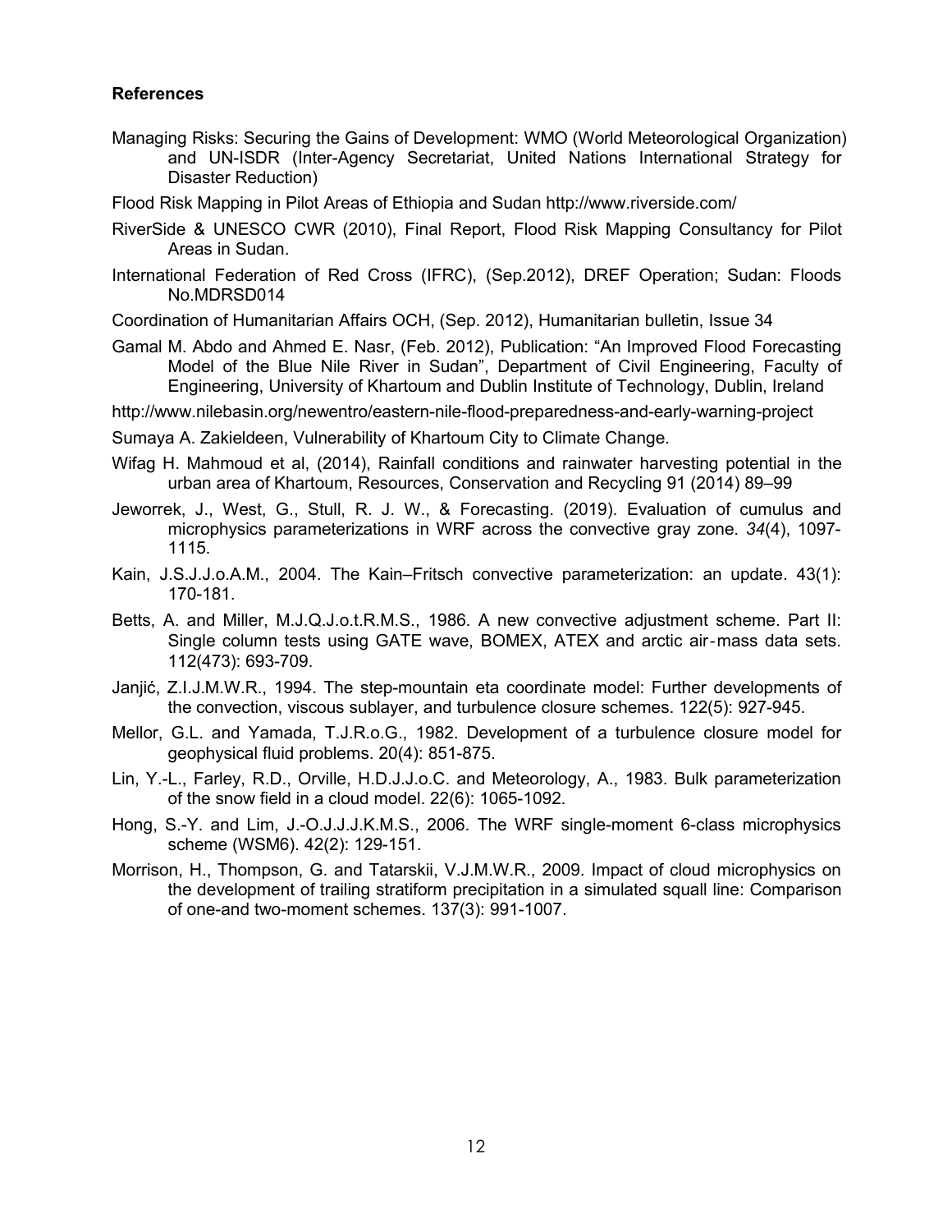**References**

Managing Risks: Securing the Gains of Development: WMO (World Meteorological Organization) and UN-ISDR (Inter-Agency Secretariat, United Nations International Strategy for Disaster Reduction)

Flood Risk Mapping in Pilot Areas of Ethiopia and Sudan http://www.riverside.com/

RiverSide & UNESCO CWR (2010), Final Report, Flood Risk Mapping Consultancy for Pilot Areas in Sudan.

International Federation of Red Cross (IFRC), (Sep.2012), DREF Operation; Sudan: Floods No.MDRSD014

Coordination of Humanitarian Affairs OCH, (Sep. 2012), Humanitarian bulletin, Issue 34

Gamal M. Abdo and Ahmed E. Nasr, (Feb. 2012), Publication: "An Improved Flood Forecasting Model of the Blue Nile River in Sudan", Department of Civil Engineering, Faculty of Engineering, University of Khartoum and Dublin Institute of Technology, Dublin, Ireland

http://www.nilebasin.org/newentro/eastern-nile-flood-preparedness-and-early-warning-project

Sumaya A. Zakieldeen, Vulnerability of Khartoum City to Climate Change.

Wifag H. Mahmoud et al, (2014), Rainfall conditions and rainwater harvesting potential in the urban area of Khartoum, Resources, Conservation and Recycling 91 (2014) 89–99

Jeworrek, J., West, G., Stull, R. J. W., & Forecasting. (2019). Evaluation of cumulus and microphysics parameterizations in WRF across the convective gray zone. *34*(4), 1097-1115.

Kain, J.S.J.J.o.A.M., 2004. The Kain–Fritsch convective parameterization: an update. 43(1): 170-181.

Betts, A. and Miller, M.J.Q.J.o.t.R.M.S., 1986. A new convective adjustment scheme. Part II: Single column tests using GATE wave, BOMEX, ATEX and arctic air‐mass data sets. 112(473): 693-709.

Janjić, Z.I.J.M.W.R., 1994. The step-mountain eta coordinate model: Further developments of the convection, viscous sublayer, and turbulence closure schemes. 122(5): 927-945.

Mellor, G.L. and Yamada, T.J.R.o.G., 1982. Development of a turbulence closure model for geophysical fluid problems. 20(4): 851-875.

Lin, Y.-L., Farley, R.D., Orville, H.D.J.J.o.C. and Meteorology, A., 1983. Bulk parameterization of the snow field in a cloud model. 22(6): 1065-1092.

Hong, S.-Y. and Lim, J.-O.J.J.J.K.M.S., 2006. The WRF single-moment 6-class microphysics scheme (WSM6). 42(2): 129-151.

Morrison, H., Thompson, G. and Tatarskii, V.J.M.W.R., 2009. Impact of cloud microphysics on the development of trailing stratiform precipitation in a simulated squall line: Comparison of one-and two-moment schemes. 137(3): 991-1007.